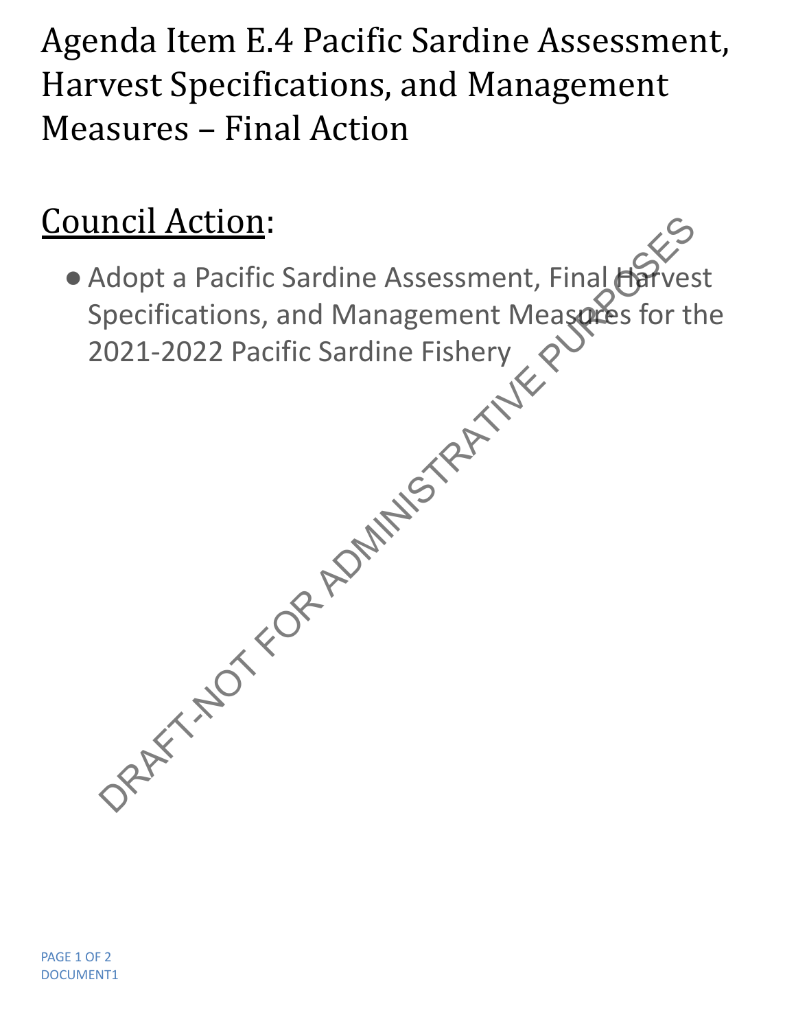# Agenda Item E.4 Pacific Sardine Assessment, Harvest Specifications, and Management Measures – Final Action

## Council Action:

- Adopt a Pacific Sardine Assessment, Final Harvest Specifications, and Management Measures for the 2021-2022 Pacific Sardine Fishery

DRAFT-NOT FOR ADMINISTRATIVE PURPOSES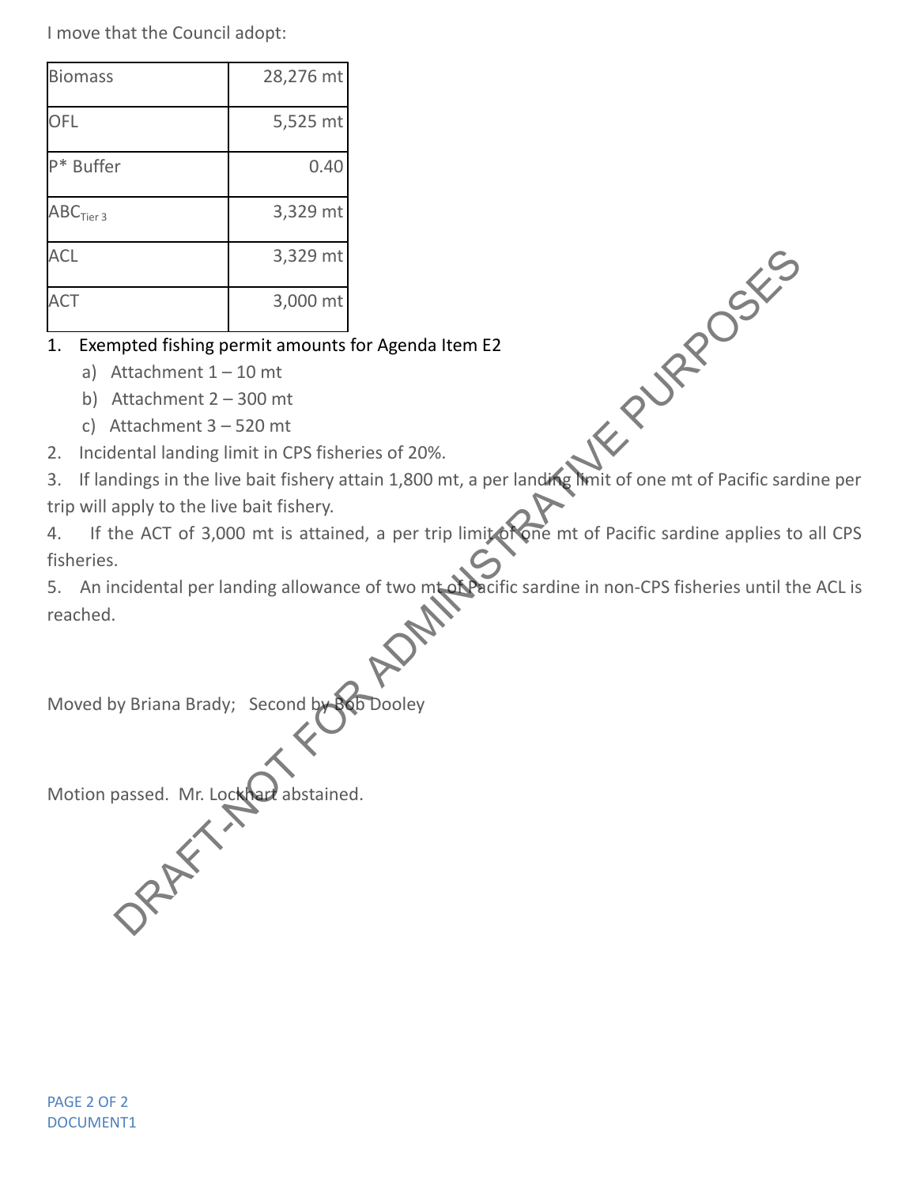I move that the Council adopt:

| | |
|---|---|
| Biomass | 28,276 mt |
| OFL | 5,525 mt |
| P* Buffer | 0.40 |
| $ABC_{Tier\ 3}$ | 3,329 mt |
| ACL | 3,329 mt |
| ACT | 3,000 mt |

1. Exempted fishing permit amounts for Agenda Item E2
   a) Attachment 1 – 10 mt
   b) Attachment 2 – 300 mt
   c) Attachment 3 – 520 mt
2. Incidental landing limit in CPS fisheries of 20%.
3. If landings in the live bait fishery attain 1,800 mt, a per landing limit of one mt of Pacific sardine per trip will apply to the live bait fishery.
4. If the ACT of 3,000 mt is attained, a per trip limit of one mt of Pacific sardine applies to all CPS fisheries.
5. An incidental per landing allowance of two mt of Pacific sardine in non-CPS fisheries until the ACL is reached.

Moved by Briana Brady; Second by Bob Dooley

Motion passed. Mr. Lockhart abstained.

DRAFT-NOT FOR ADMINISTRATIVE PURPOSES

DOCUMENT1